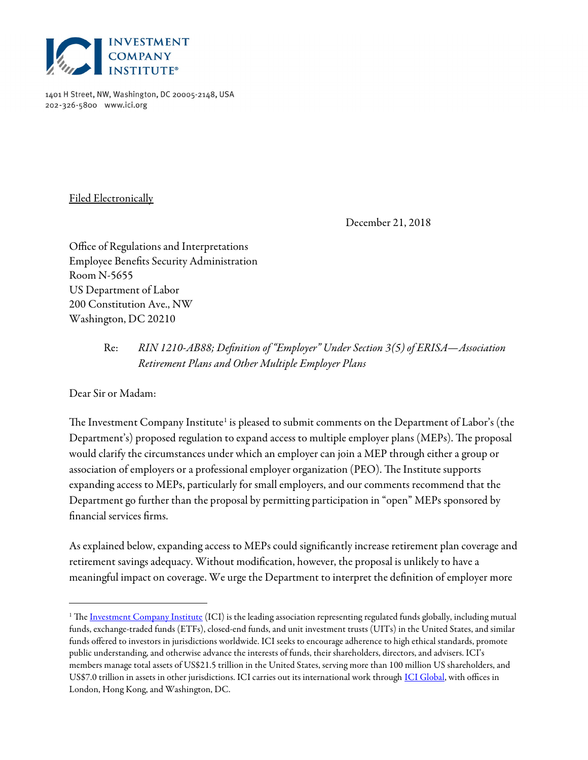**INVESTMENT COMPANY INSTITUTE®**

1401 H Street, NW, Washington, DC 20005-2148, USA
202-326-5800 www.ici.org

Filed Electronically

December 21, 2018

Office of Regulations and Interpretations
Employee Benefits Security Administration
Room N-5655
US Department of Labor
200 Constitution Ave., NW
Washington, DC 20210

Re: *RIN 1210-AB88; Definition of "Employer" Under Section 3(5) of ERISA—Association Retirement Plans and Other Multiple Employer Plans*

Dear Sir or Madam:

The Investment Company Institute[1] is pleased to submit comments on the Department of Labor's (the Department's) proposed regulation to expand access to multiple employer plans (MEPs). The proposal would clarify the circumstances under which an employer can join a MEP through either a group or association of employers or a professional employer organization (PEO). The Institute supports expanding access to MEPs, particularly for small employers, and our comments recommend that the Department go further than the proposal by permitting participation in "open" MEPs sponsored by financial services firms.

As explained below, expanding access to MEPs could significantly increase retirement plan coverage and retirement savings adequacy. Without modification, however, the proposal is unlikely to have a meaningful impact on coverage. We urge the Department to interpret the definition of employer more

---

[1] The Investment Company Institute (ICI) is the leading association representing regulated funds globally, including mutual funds, exchange-traded funds (ETFs), closed-end funds, and unit investment trusts (UITs) in the United States, and similar funds offered to investors in jurisdictions worldwide. ICI seeks to encourage adherence to high ethical standards, promote public understanding, and otherwise advance the interests of funds, their shareholders, directors, and advisers. ICI's members manage total assets of US$21.5 trillion in the United States, serving more than 100 million US shareholders, and US$7.0 trillion in assets in other jurisdictions. ICI carries out its international work through ICI Global, with offices in London, Hong Kong, and Washington, DC.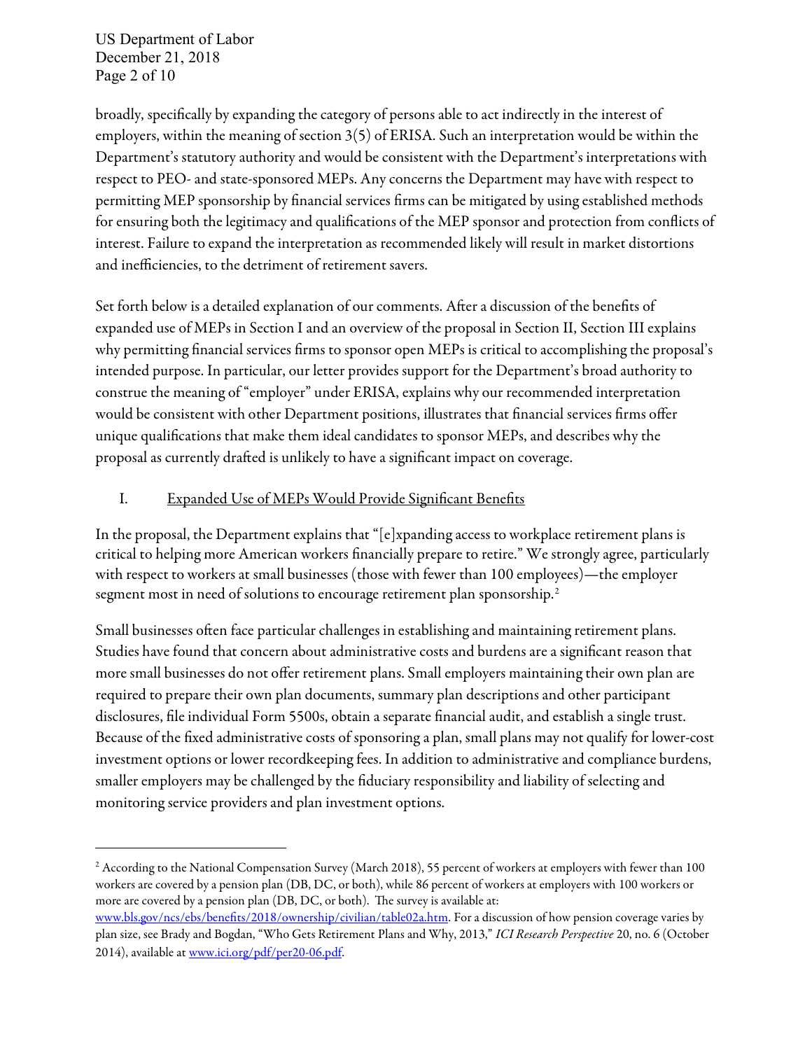broadly, specifically by expanding the category of persons able to act indirectly in the interest of employers, within the meaning of section 3(5) of ERISA. Such an interpretation would be within the Department's statutory authority and would be consistent with the Department's interpretations with respect to PEO- and state-sponsored MEPs. Any concerns the Department may have with respect to permitting MEP sponsorship by financial services firms can be mitigated by using established methods for ensuring both the legitimacy and qualifications of the MEP sponsor and protection from conflicts of interest. Failure to expand the interpretation as recommended likely will result in market distortions and inefficiencies, to the detriment of retirement savers.

Set forth below is a detailed explanation of our comments. After a discussion of the benefits of expanded use of MEPs in Section I and an overview of the proposal in Section II, Section III explains why permitting financial services firms to sponsor open MEPs is critical to accomplishing the proposal's intended purpose. In particular, our letter provides support for the Department's broad authority to construe the meaning of "employer" under ERISA, explains why our recommended interpretation would be consistent with other Department positions, illustrates that financial services firms offer unique qualifications that make them ideal candidates to sponsor MEPs, and describes why the proposal as currently drafted is unlikely to have a significant impact on coverage.

## I. <u>Expanded Use of MEPs Would Provide Significant Benefits</u>

In the proposal, the Department explains that "[e]xpanding access to workplace retirement plans is critical to helping more American workers financially prepare to retire." We strongly agree, particularly with respect to workers at small businesses (those with fewer than 100 employees)—the employer segment most in need of solutions to encourage retirement plan sponsorship.[2]

Small businesses often face particular challenges in establishing and maintaining retirement plans. Studies have found that concern about administrative costs and burdens are a significant reason that more small businesses do not offer retirement plans. Small employers maintaining their own plan are required to prepare their own plan documents, summary plan descriptions and other participant disclosures, file individual Form 5500s, obtain a separate financial audit, and establish a single trust. Because of the fixed administrative costs of sponsoring a plan, small plans may not qualify for lower-cost investment options or lower recordkeeping fees. In addition to administrative and compliance burdens, smaller employers may be challenged by the fiduciary responsibility and liability of selecting and monitoring service providers and plan investment options.

---

[2] According to the National Compensation Survey (March 2018), 55 percent of workers at employers with fewer than 100 workers are covered by a pension plan (DB, DC, or both), while 86 percent of workers at employers with 100 workers or more are covered by a pension plan (DB, DC, or both). The survey is available at: www.bls.gov/ncs/ebs/benefits/2018/ownership/civilian/table02a.htm. For a discussion of how pension coverage varies by plan size, see Brady and Bogdan, "Who Gets Retirement Plans and Why, 2013," *ICI Research Perspective* 20, no. 6 (October 2014), available at www.ici.org/pdf/per20-06.pdf.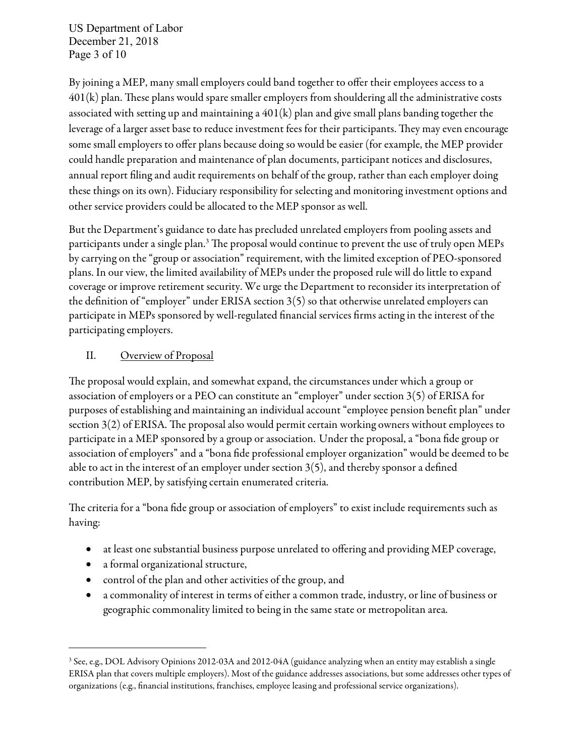By joining a MEP, many small employers could band together to offer their employees access to a 401(k) plan. These plans would spare smaller employers from shouldering all the administrative costs associated with setting up and maintaining a 401(k) plan and give small plans banding together the leverage of a larger asset base to reduce investment fees for their participants. They may even encourage some small employers to offer plans because doing so would be easier (for example, the MEP provider could handle preparation and maintenance of plan documents, participant notices and disclosures, annual report filing and audit requirements on behalf of the group, rather than each employer doing these things on its own). Fiduciary responsibility for selecting and monitoring investment options and other service providers could be allocated to the MEP sponsor as well.

But the Department's guidance to date has precluded unrelated employers from pooling assets and participants under a single plan.[3] The proposal would continue to prevent the use of truly open MEPs by carrying on the "group or association" requirement, with the limited exception of PEO-sponsored plans. In our view, the limited availability of MEPs under the proposed rule will do little to expand coverage or improve retirement security. We urge the Department to reconsider its interpretation of the definition of "employer" under ERISA section 3(5) so that otherwise unrelated employers can participate in MEPs sponsored by well-regulated financial services firms acting in the interest of the participating employers.

## II. Overview of Proposal

The proposal would explain, and somewhat expand, the circumstances under which a group or association of employers or a PEO can constitute an "employer" under section 3(5) of ERISA for purposes of establishing and maintaining an individual account "employee pension benefit plan" under section 3(2) of ERISA. The proposal also would permit certain working owners without employees to participate in a MEP sponsored by a group or association. Under the proposal, a "bona fide group or association of employers" and a "bona fide professional employer organization" would be deemed to be able to act in the interest of an employer under section 3(5), and thereby sponsor a defined contribution MEP, by satisfying certain enumerated criteria.

The criteria for a "bona fide group or association of employers" to exist include requirements such as having:

- at least one substantial business purpose unrelated to offering and providing MEP coverage,
- a formal organizational structure,
- control of the plan and other activities of the group, and
- a commonality of interest in terms of either a common trade, industry, or line of business or geographic commonality limited to being in the same state or metropolitan area.

---

[3] See, e.g., DOL Advisory Opinions 2012-03A and 2012-04A (guidance analyzing when an entity may establish a single ERISA plan that covers multiple employers). Most of the guidance addresses associations, but some addresses other types of organizations (e.g., financial institutions, franchises, employee leasing and professional service organizations).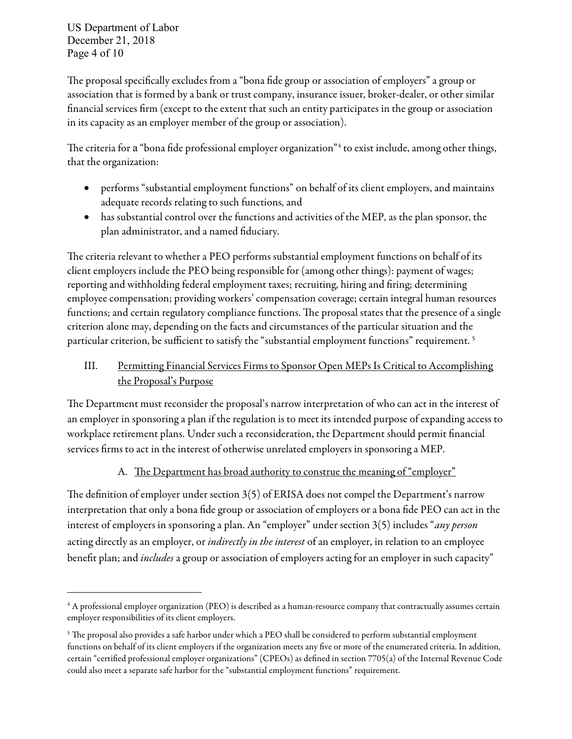The proposal specifically excludes from a "bona fide group or association of employers" a group or association that is formed by a bank or trust company, insurance issuer, broker-dealer, or other similar financial services firm (except to the extent that such an entity participates in the group or association in its capacity as an employer member of the group or association).

The criteria for a "bona fide professional employer organization"[4] to exist include, among other things, that the organization:

- performs "substantial employment functions" on behalf of its client employers, and maintains adequate records relating to such functions, and
- has substantial control over the functions and activities of the MEP, as the plan sponsor, the plan administrator, and a named fiduciary.

The criteria relevant to whether a PEO performs substantial employment functions on behalf of its client employers include the PEO being responsible for (among other things): payment of wages; reporting and withholding federal employment taxes; recruiting, hiring and firing; determining employee compensation; providing workers' compensation coverage; certain integral human resources functions; and certain regulatory compliance functions. The proposal states that the presence of a single criterion alone may, depending on the facts and circumstances of the particular situation and the particular criterion, be sufficient to satisfy the "substantial employment functions" requirement. [5]

## III. Permitting Financial Services Firms to Sponsor Open MEPs Is Critical to Accomplishing the Proposal's Purpose

The Department must reconsider the proposal's narrow interpretation of who can act in the interest of an employer in sponsoring a plan if the regulation is to meet its intended purpose of expanding access to workplace retirement plans. Under such a reconsideration, the Department should permit financial services firms to act in the interest of otherwise unrelated employers in sponsoring a MEP.

### A. The Department has broad authority to construe the meaning of "employer"

The definition of employer under section 3(5) of ERISA does not compel the Department's narrow interpretation that only a bona fide group or association of employers or a bona fide PEO can act in the interest of employers in sponsoring a plan. An "employer" under section 3(5) includes "*any person* acting directly as an employer, or *indirectly in the interest* of an employer, in relation to an employee benefit plan; and *includes* a group or association of employers acting for an employer in such capacity"

---

[4] A professional employer organization (PEO) is described as a human-resource company that contractually assumes certain employer responsibilities of its client employers.

[5] The proposal also provides a safe harbor under which a PEO shall be considered to perform substantial employment functions on behalf of its client employers if the organization meets any five or more of the enumerated criteria. In addition, certain "certified professional employer organizations" (CPEOs) as defined in section 7705(a) of the Internal Revenue Code could also meet a separate safe harbor for the "substantial employment functions" requirement.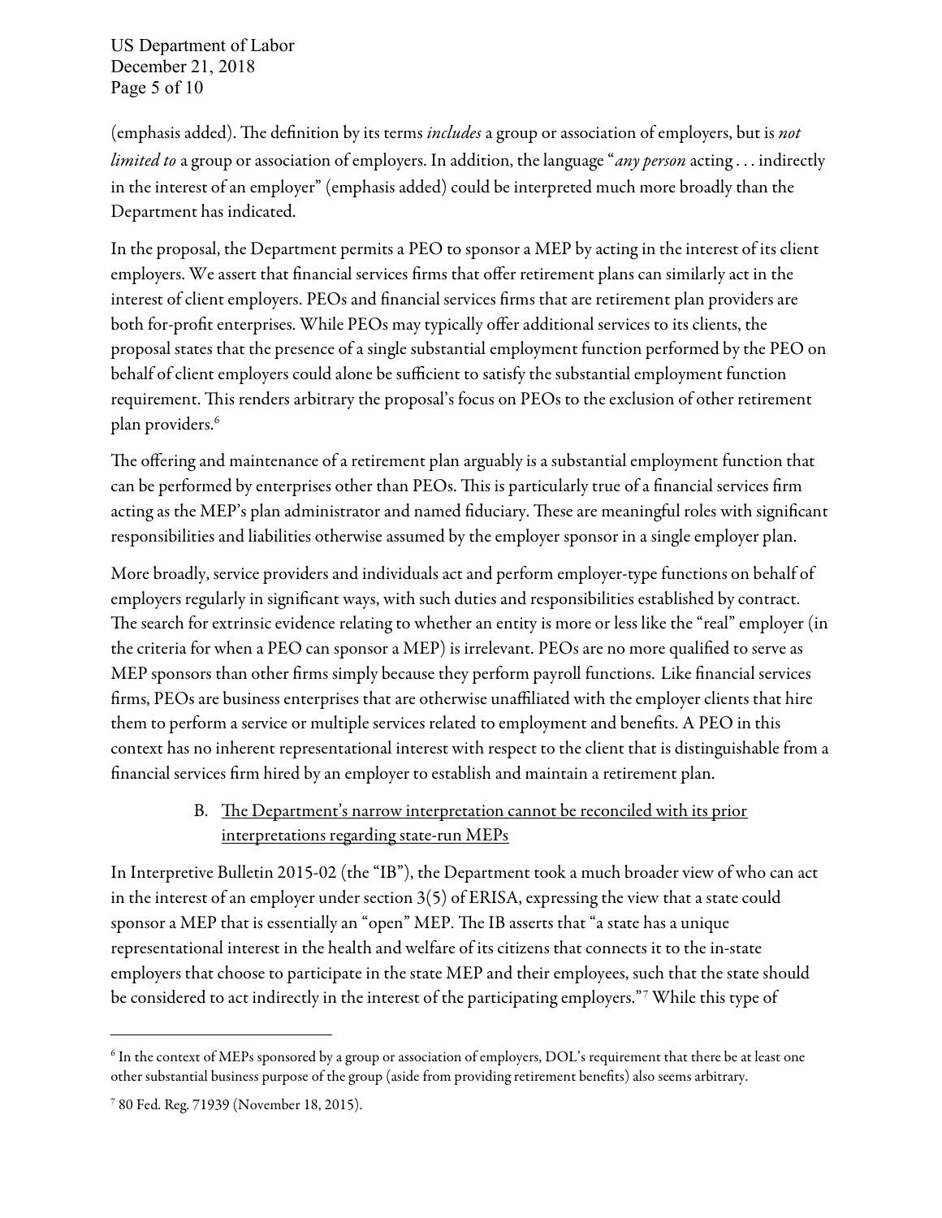(emphasis added). The definition by its terms *includes* a group or association of employers, but is *not limited to* a group or association of employers. In addition, the language "*any person* acting . . . indirectly in the interest of an employer" (emphasis added) could be interpreted much more broadly than the Department has indicated.

In the proposal, the Department permits a PEO to sponsor a MEP by acting in the interest of its client employers. We assert that financial services firms that offer retirement plans can similarly act in the interest of client employers. PEOs and financial services firms that are retirement plan providers are both for-profit enterprises. While PEOs may typically offer additional services to its clients, the proposal states that the presence of a single substantial employment function performed by the PEO on behalf of client employers could alone be sufficient to satisfy the substantial employment function requirement. This renders arbitrary the proposal's focus on PEOs to the exclusion of other retirement plan providers.[6]

The offering and maintenance of a retirement plan arguably is a substantial employment function that can be performed by enterprises other than PEOs. This is particularly true of a financial services firm acting as the MEP's plan administrator and named fiduciary. These are meaningful roles with significant responsibilities and liabilities otherwise assumed by the employer sponsor in a single employer plan.

More broadly, service providers and individuals act and perform employer-type functions on behalf of employers regularly in significant ways, with such duties and responsibilities established by contract. The search for extrinsic evidence relating to whether an entity is more or less like the "real" employer (in the criteria for when a PEO can sponsor a MEP) is irrelevant. PEOs are no more qualified to serve as MEP sponsors than other firms simply because they perform payroll functions. Like financial services firms, PEOs are business enterprises that are otherwise unaffiliated with the employer clients that hire them to perform a service or multiple services related to employment and benefits. A PEO in this context has no inherent representational interest with respect to the client that is distinguishable from a financial services firm hired by an employer to establish and maintain a retirement plan.

### B. The Department's narrow interpretation cannot be reconciled with its prior interpretations regarding state-run MEPs

In Interpretive Bulletin 2015-02 (the "IB"), the Department took a much broader view of who can act in the interest of an employer under section 3(5) of ERISA, expressing the view that a state could sponsor a MEP that is essentially an "open" MEP. The IB asserts that "a state has a unique representational interest in the health and welfare of its citizens that connects it to the in-state employers that choose to participate in the state MEP and their employees, such that the state should be considered to act indirectly in the interest of the participating employers."[7] While this type of

---

[6] In the context of MEPs sponsored by a group or association of employers, DOL's requirement that there be at least one other substantial business purpose of the group (aside from providing retirement benefits) also seems arbitrary.

[7] 80 Fed. Reg. 71939 (November 18, 2015).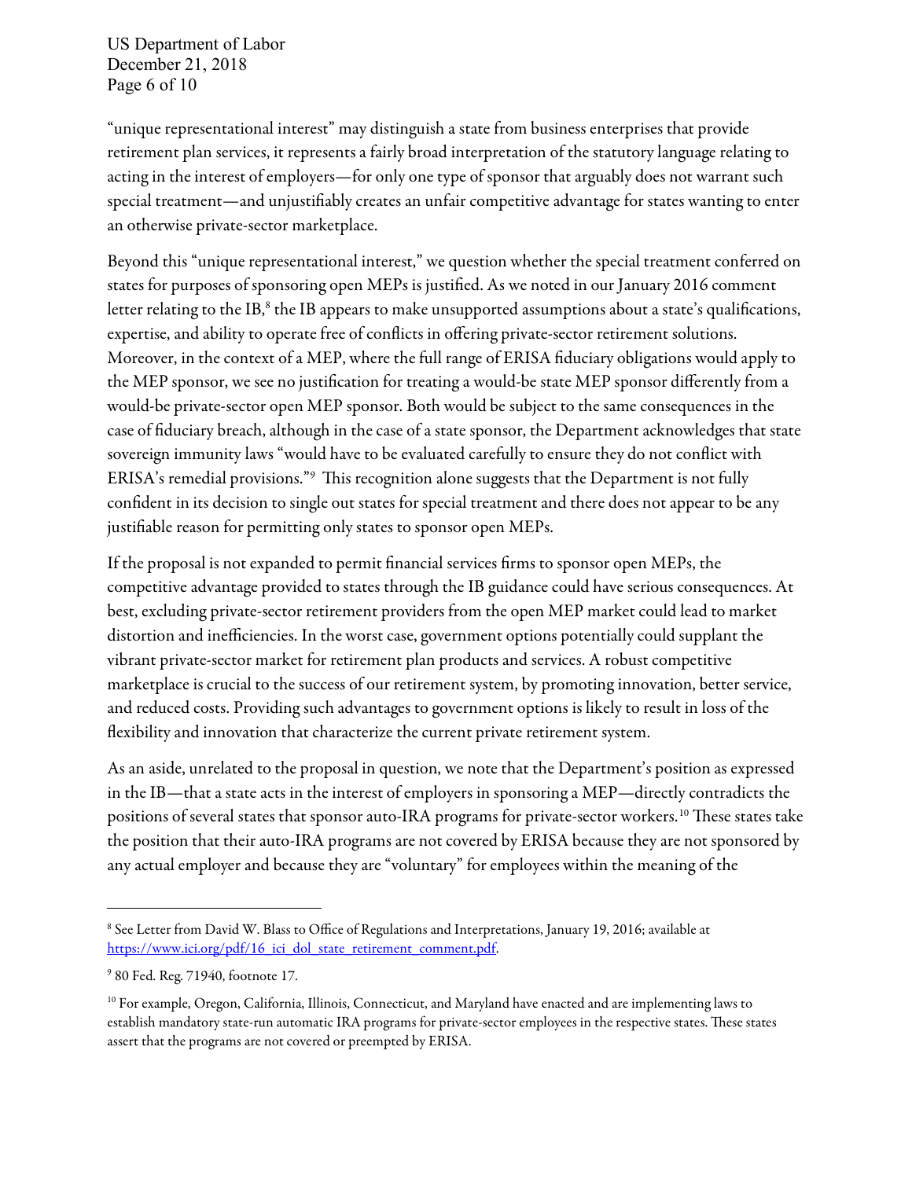"unique representational interest" may distinguish a state from business enterprises that provide retirement plan services, it represents a fairly broad interpretation of the statutory language relating to acting in the interest of employers—for only one type of sponsor that arguably does not warrant such special treatment—and unjustifiably creates an unfair competitive advantage for states wanting to enter an otherwise private-sector marketplace.

Beyond this "unique representational interest," we question whether the special treatment conferred on states for purposes of sponsoring open MEPs is justified. As we noted in our January 2016 comment letter relating to the IB,[8] the IB appears to make unsupported assumptions about a state's qualifications, expertise, and ability to operate free of conflicts in offering private-sector retirement solutions. Moreover, in the context of a MEP, where the full range of ERISA fiduciary obligations would apply to the MEP sponsor, we see no justification for treating a would-be state MEP sponsor differently from a would-be private-sector open MEP sponsor. Both would be subject to the same consequences in the case of fiduciary breach, although in the case of a state sponsor, the Department acknowledges that state sovereign immunity laws "would have to be evaluated carefully to ensure they do not conflict with ERISA's remedial provisions."[9] This recognition alone suggests that the Department is not fully confident in its decision to single out states for special treatment and there does not appear to be any justifiable reason for permitting only states to sponsor open MEPs.

If the proposal is not expanded to permit financial services firms to sponsor open MEPs, the competitive advantage provided to states through the IB guidance could have serious consequences. At best, excluding private-sector retirement providers from the open MEP market could lead to market distortion and inefficiencies. In the worst case, government options potentially could supplant the vibrant private-sector market for retirement plan products and services. A robust competitive marketplace is crucial to the success of our retirement system, by promoting innovation, better service, and reduced costs. Providing such advantages to government options is likely to result in loss of the flexibility and innovation that characterize the current private retirement system.

As an aside, unrelated to the proposal in question, we note that the Department's position as expressed in the IB—that a state acts in the interest of employers in sponsoring a MEP—directly contradicts the positions of several states that sponsor auto-IRA programs for private-sector workers.[10] These states take the position that their auto-IRA programs are not covered by ERISA because they are not sponsored by any actual employer and because they are "voluntary" for employees within the meaning of the

---

[8] See Letter from David W. Blass to Office of Regulations and Interpretations, January 19, 2016; available at https://www.ici.org/pdf/16_ici_dol_state_retirement_comment.pdf.

[9] 80 Fed. Reg. 71940, footnote 17.

[10] For example, Oregon, California, Illinois, Connecticut, and Maryland have enacted and are implementing laws to establish mandatory state-run automatic IRA programs for private-sector employees in the respective states. These states assert that the programs are not covered or preempted by ERISA.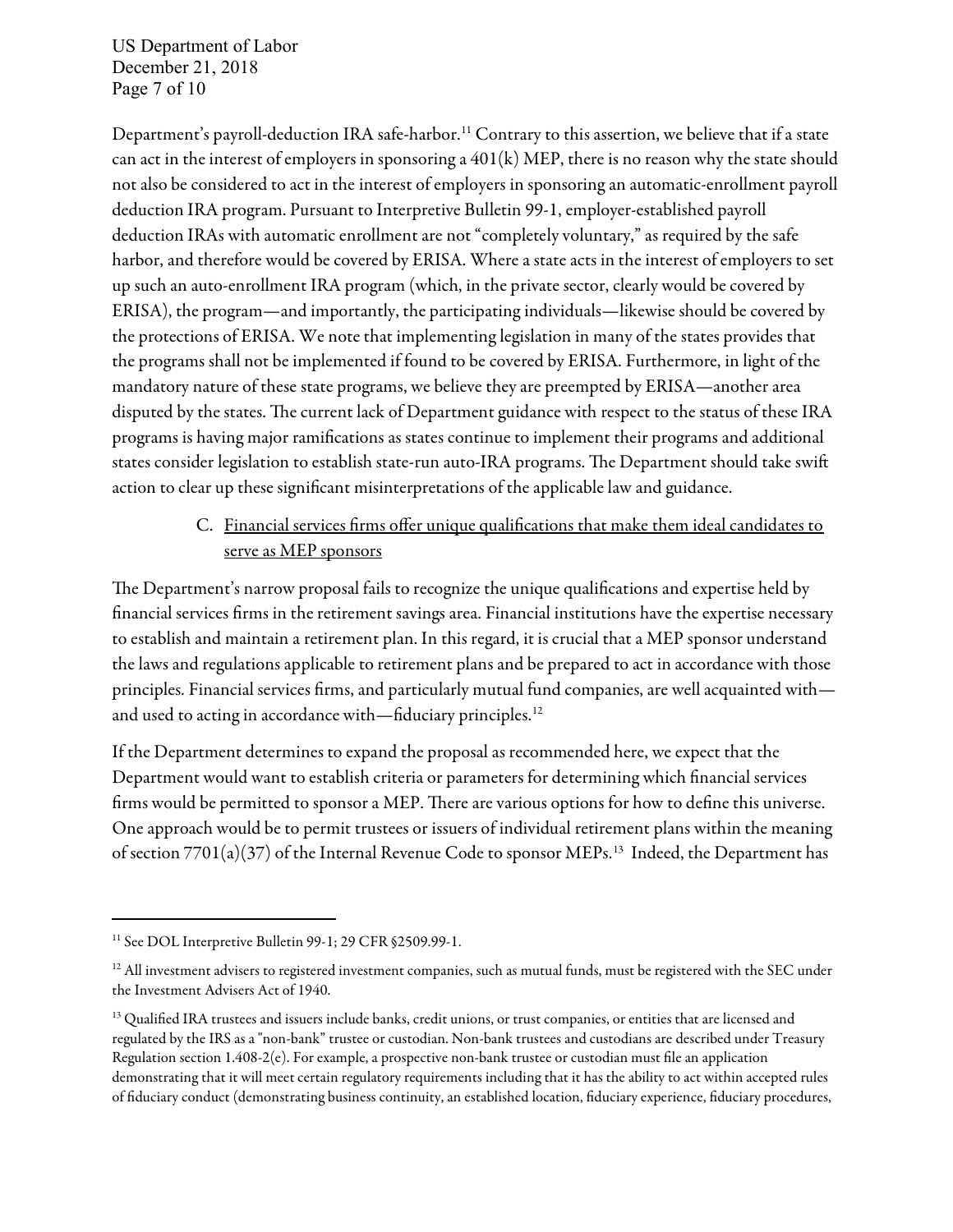Department's payroll-deduction IRA safe-harbor.[11] Contrary to this assertion, we believe that if a state can act in the interest of employers in sponsoring a 401(k) MEP, there is no reason why the state should not also be considered to act in the interest of employers in sponsoring an automatic-enrollment payroll deduction IRA program. Pursuant to Interpretive Bulletin 99-1, employer-established payroll deduction IRAs with automatic enrollment are not "completely voluntary," as required by the safe harbor, and therefore would be covered by ERISA. Where a state acts in the interest of employers to set up such an auto-enrollment IRA program (which, in the private sector, clearly would be covered by ERISA), the program—and importantly, the participating individuals—likewise should be covered by the protections of ERISA. We note that implementing legislation in many of the states provides that the programs shall not be implemented if found to be covered by ERISA. Furthermore, in light of the mandatory nature of these state programs, we believe they are preempted by ERISA—another area disputed by the states. The current lack of Department guidance with respect to the status of these IRA programs is having major ramifications as states continue to implement their programs and additional states consider legislation to establish state-run auto-IRA programs. The Department should take swift action to clear up these significant misinterpretations of the applicable law and guidance.

C. Financial services firms offer unique qualifications that make them ideal candidates to serve as MEP sponsors

The Department's narrow proposal fails to recognize the unique qualifications and expertise held by financial services firms in the retirement savings area. Financial institutions have the expertise necessary to establish and maintain a retirement plan. In this regard, it is crucial that a MEP sponsor understand the laws and regulations applicable to retirement plans and be prepared to act in accordance with those principles. Financial services firms, and particularly mutual fund companies, are well acquainted with—and used to acting in accordance with—fiduciary principles.[12]

If the Department determines to expand the proposal as recommended here, we expect that the Department would want to establish criteria or parameters for determining which financial services firms would be permitted to sponsor a MEP. There are various options for how to define this universe. One approach would be to permit trustees or issuers of individual retirement plans within the meaning of section 7701(a)(37) of the Internal Revenue Code to sponsor MEPs.[13] Indeed, the Department has

---

[11] See DOL Interpretive Bulletin 99-1; 29 CFR §2509.99-1.

[12] All investment advisers to registered investment companies, such as mutual funds, must be registered with the SEC under the Investment Advisers Act of 1940.

[13] Qualified IRA trustees and issuers include banks, credit unions, or trust companies, or entities that are licensed and regulated by the IRS as a "non-bank" trustee or custodian. Non-bank trustees and custodians are described under Treasury Regulation section 1.408-2(e). For example, a prospective non-bank trustee or custodian must file an application demonstrating that it will meet certain regulatory requirements including that it has the ability to act within accepted rules of fiduciary conduct (demonstrating business continuity, an established location, fiduciary experience, fiduciary procedures,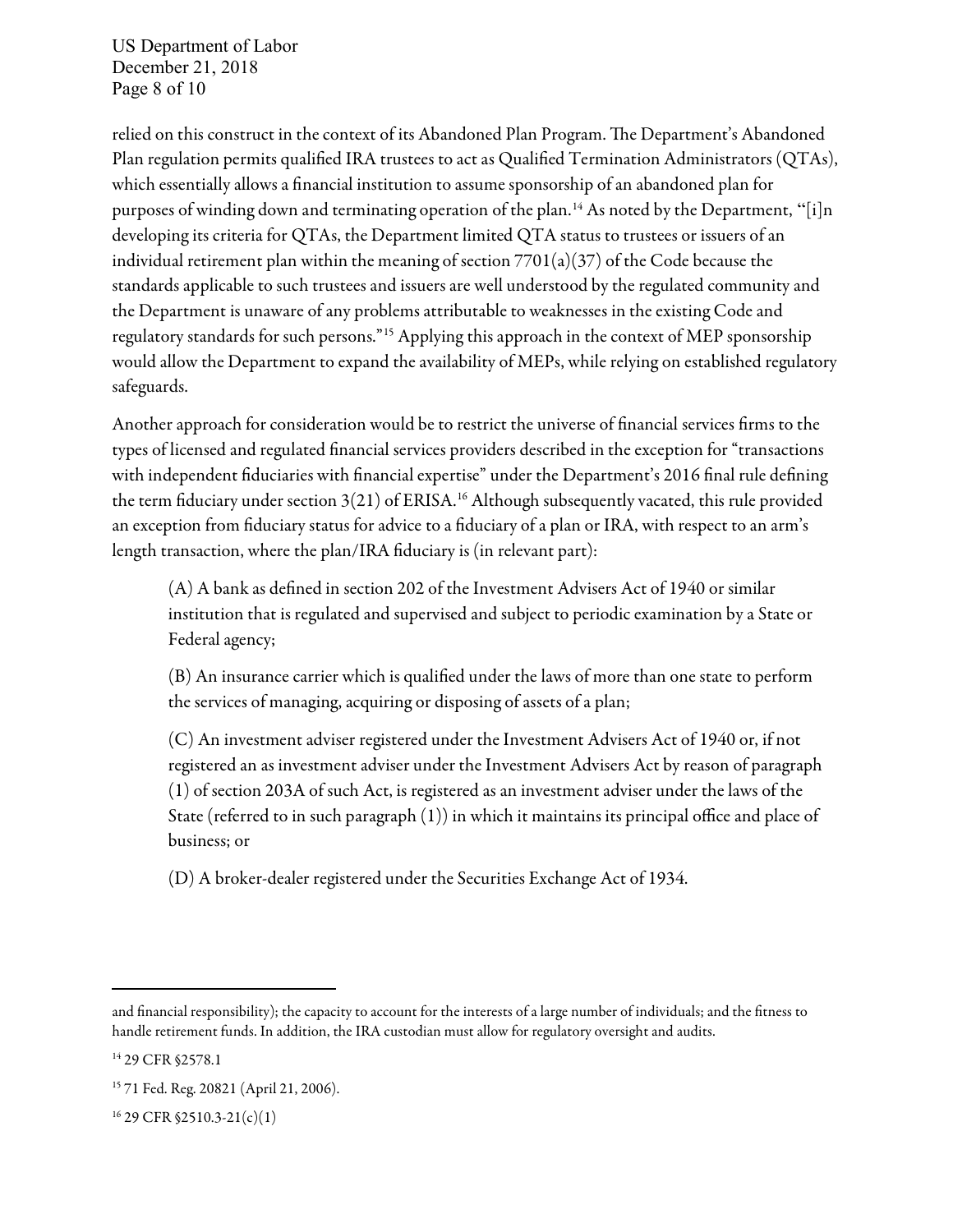relied on this construct in the context of its Abandoned Plan Program. The Department's Abandoned Plan regulation permits qualified IRA trustees to act as Qualified Termination Administrators (QTAs), which essentially allows a financial institution to assume sponsorship of an abandoned plan for purposes of winding down and terminating operation of the plan.[14] As noted by the Department, "[i]n developing its criteria for QTAs, the Department limited QTA status to trustees or issuers of an individual retirement plan within the meaning of section 7701(a)(37) of the Code because the standards applicable to such trustees and issuers are well understood by the regulated community and the Department is unaware of any problems attributable to weaknesses in the existing Code and regulatory standards for such persons."[15] Applying this approach in the context of MEP sponsorship would allow the Department to expand the availability of MEPs, while relying on established regulatory safeguards.

Another approach for consideration would be to restrict the universe of financial services firms to the types of licensed and regulated financial services providers described in the exception for "transactions with independent fiduciaries with financial expertise" under the Department's 2016 final rule defining the term fiduciary under section 3(21) of ERISA.[16] Although subsequently vacated, this rule provided an exception from fiduciary status for advice to a fiduciary of a plan or IRA, with respect to an arm's length transaction, where the plan/IRA fiduciary is (in relevant part):

> (A) A bank as defined in section 202 of the Investment Advisers Act of 1940 or similar institution that is regulated and supervised and subject to periodic examination by a State or Federal agency;
>
> (B) An insurance carrier which is qualified under the laws of more than one state to perform the services of managing, acquiring or disposing of assets of a plan;
>
> (C) An investment adviser registered under the Investment Advisers Act of 1940 or, if not registered an as investment adviser under the Investment Advisers Act by reason of paragraph (1) of section 203A of such Act, is registered as an investment adviser under the laws of the State (referred to in such paragraph (1)) in which it maintains its principal office and place of business; or
>
> (D) A broker-dealer registered under the Securities Exchange Act of 1934.

---

and financial responsibility); the capacity to account for the interests of a large number of individuals; and the fitness to handle retirement funds. In addition, the IRA custodian must allow for regulatory oversight and audits.

[14] 29 CFR §2578.1

[15] 71 Fed. Reg. 20821 (April 21, 2006).

[16] 29 CFR §2510.3-21(c)(1)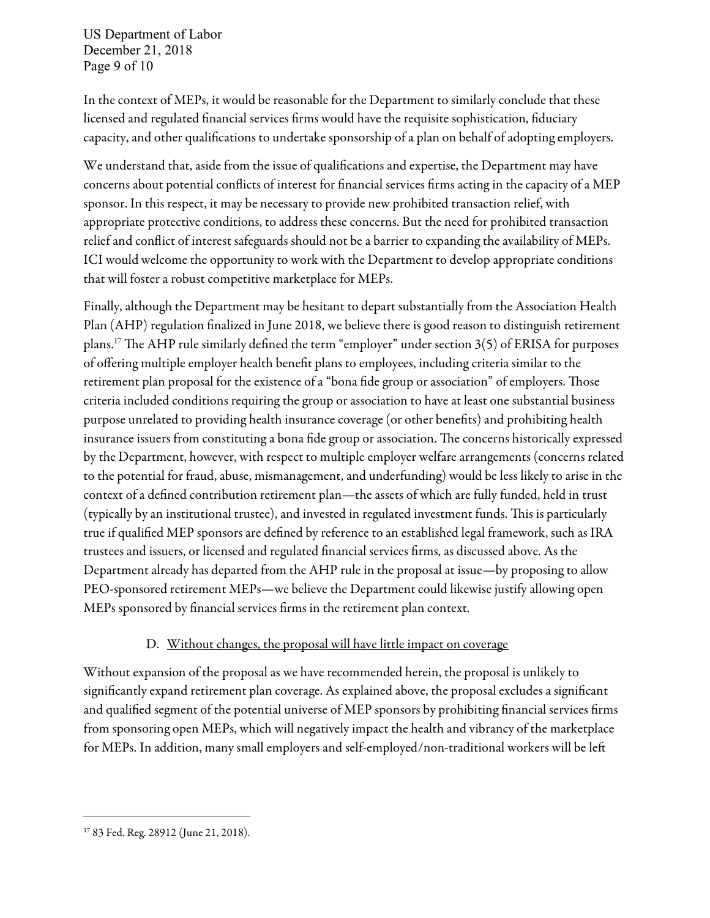In the context of MEPs, it would be reasonable for the Department to similarly conclude that these licensed and regulated financial services firms would have the requisite sophistication, fiduciary capacity, and other qualifications to undertake sponsorship of a plan on behalf of adopting employers.

We understand that, aside from the issue of qualifications and expertise, the Department may have concerns about potential conflicts of interest for financial services firms acting in the capacity of a MEP sponsor. In this respect, it may be necessary to provide new prohibited transaction relief, with appropriate protective conditions, to address these concerns. But the need for prohibited transaction relief and conflict of interest safeguards should not be a barrier to expanding the availability of MEPs. ICI would welcome the opportunity to work with the Department to develop appropriate conditions that will foster a robust competitive marketplace for MEPs.

Finally, although the Department may be hesitant to depart substantially from the Association Health Plan (AHP) regulation finalized in June 2018, we believe there is good reason to distinguish retirement plans.[17] The AHP rule similarly defined the term "employer" under section 3(5) of ERISA for purposes of offering multiple employer health benefit plans to employees, including criteria similar to the retirement plan proposal for the existence of a "bona fide group or association" of employers. Those criteria included conditions requiring the group or association to have at least one substantial business purpose unrelated to providing health insurance coverage (or other benefits) and prohibiting health insurance issuers from constituting a bona fide group or association. The concerns historically expressed by the Department, however, with respect to multiple employer welfare arrangements (concerns related to the potential for fraud, abuse, mismanagement, and underfunding) would be less likely to arise in the context of a defined contribution retirement plan—the assets of which are fully funded, held in trust (typically by an institutional trustee), and invested in regulated investment funds. This is particularly true if qualified MEP sponsors are defined by reference to an established legal framework, such as IRA trustees and issuers, or licensed and regulated financial services firms, as discussed above. As the Department already has departed from the AHP rule in the proposal at issue—by proposing to allow PEO-sponsored retirement MEPs—we believe the Department could likewise justify allowing open MEPs sponsored by financial services firms in the retirement plan context.

### D. Without changes, the proposal will have little impact on coverage

Without expansion of the proposal as we have recommended herein, the proposal is unlikely to significantly expand retirement plan coverage. As explained above, the proposal excludes a significant and qualified segment of the potential universe of MEP sponsors by prohibiting financial services firms from sponsoring open MEPs, which will negatively impact the health and vibrancy of the marketplace for MEPs. In addition, many small employers and self-employed/non-traditional workers will be left

---

[17] 83 Fed. Reg. 28912 (June 21, 2018).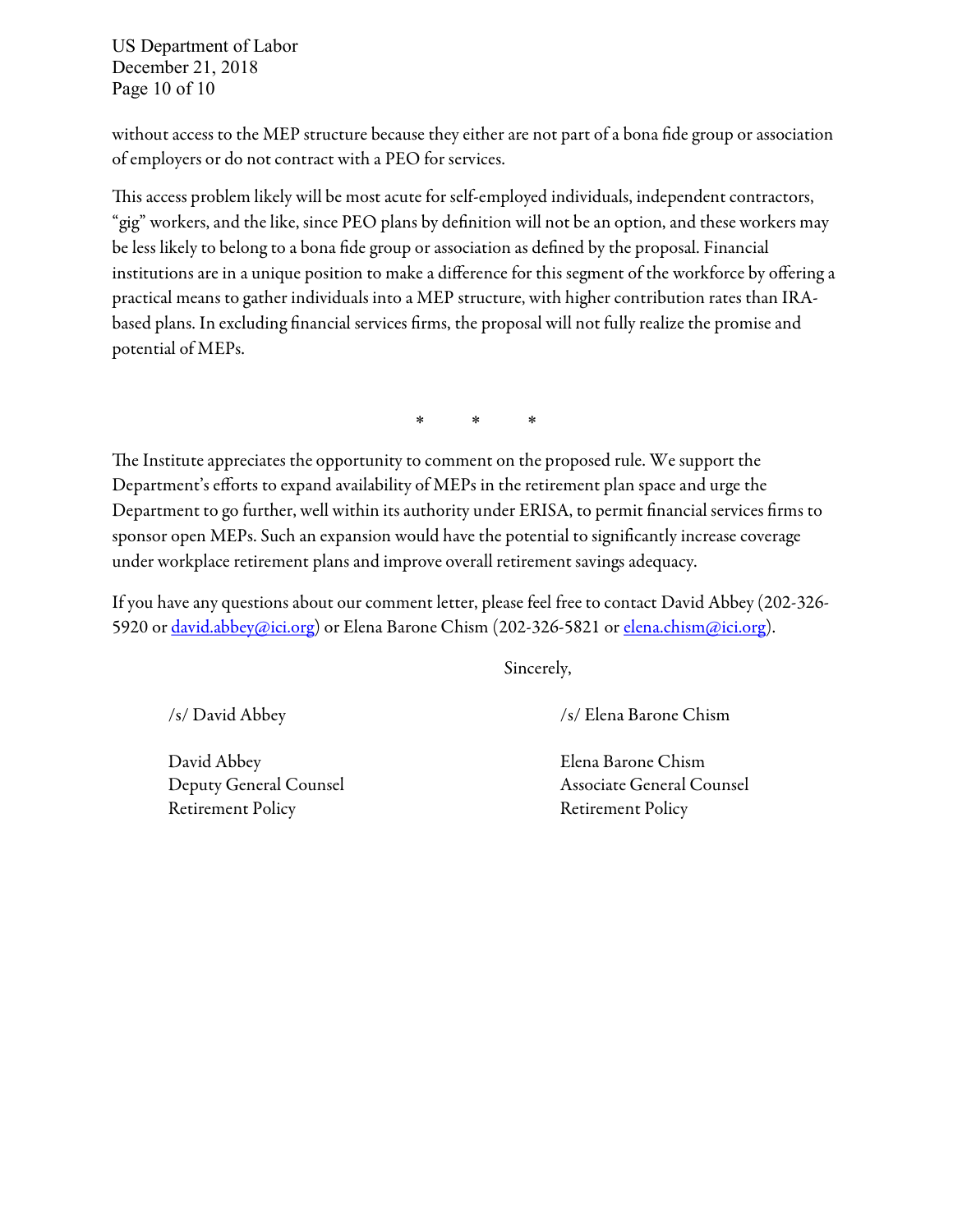without access to the MEP structure because they either are not part of a bona fide group or association of employers or do not contract with a PEO for services.

This access problem likely will be most acute for self-employed individuals, independent contractors, "gig" workers, and the like, since PEO plans by definition will not be an option, and these workers may be less likely to belong to a bona fide group or association as defined by the proposal. Financial institutions are in a unique position to make a difference for this segment of the workforce by offering a practical means to gather individuals into a MEP structure, with higher contribution rates than IRA-based plans. In excluding financial services firms, the proposal will not fully realize the promise and potential of MEPs.

\* \* \*

The Institute appreciates the opportunity to comment on the proposed rule. We support the Department's efforts to expand availability of MEPs in the retirement plan space and urge the Department to go further, well within its authority under ERISA, to permit financial services firms to sponsor open MEPs. Such an expansion would have the potential to significantly increase coverage under workplace retirement plans and improve overall retirement savings adequacy.

If you have any questions about our comment letter, please feel free to contact David Abbey (202-326-5920 or david.abbey@ici.org) or Elena Barone Chism (202-326-5821 or elena.chism@ici.org).

Sincerely,

/s/ David Abbey

David Abbey
Deputy General Counsel
Retirement Policy

/s/ Elena Barone Chism

Elena Barone Chism
Associate General Counsel
Retirement Policy